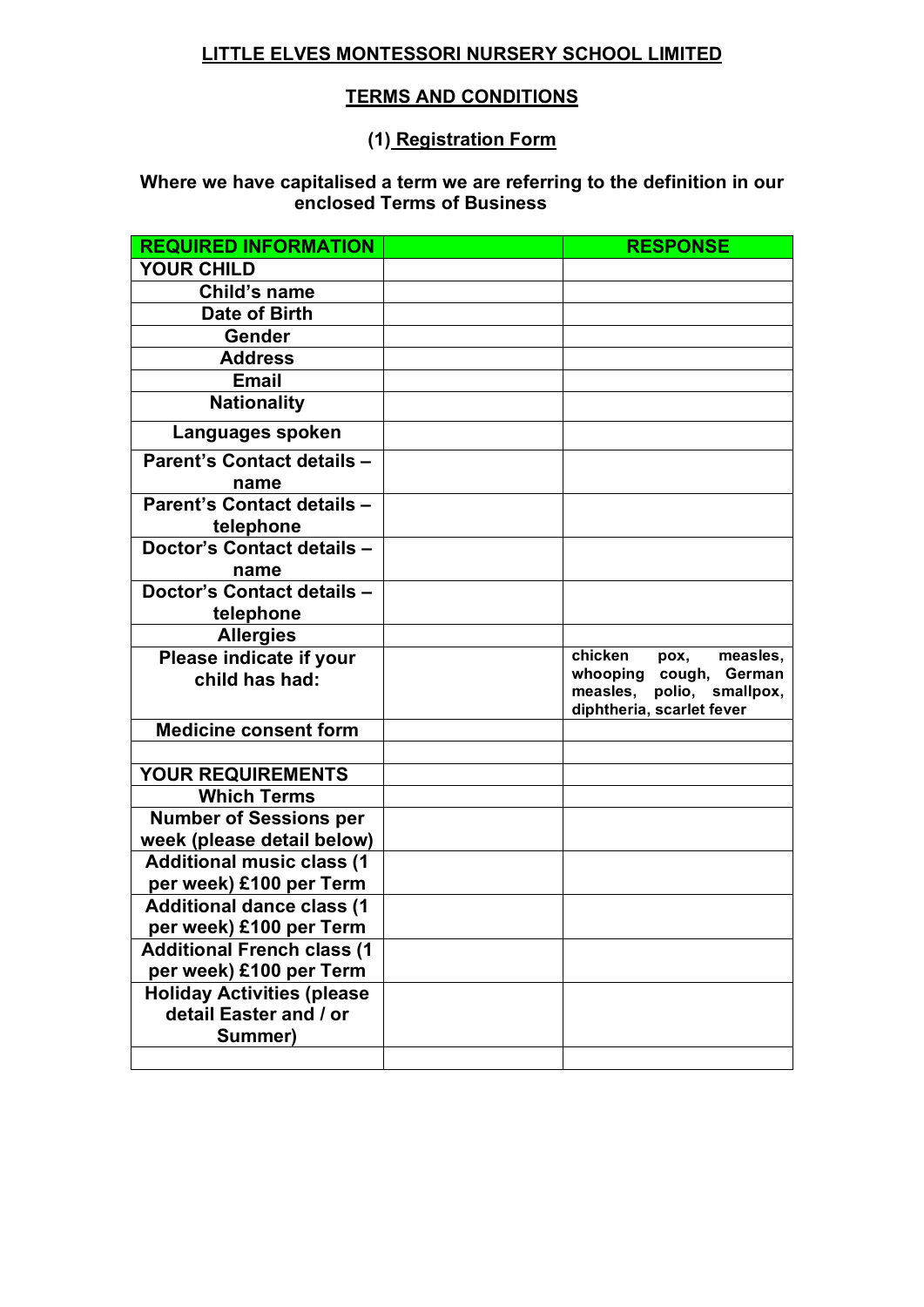**LITTLE ELVES MONTESSORI NURSERY SCHOOL LIMITED**

**TERMS AND CONDITIONS**

**(1) Registration Form**

**Where we have capitalised a term we are referring to the definition in our enclosed Terms of Business**

| REQUIRED INFORMATION | | RESPONSE |
|---|---|---|
| YOUR CHILD | | |
| Child's name | | |
| Date of Birth | | |
| Gender | | |
| Address | | |
| Email | | |
| Nationality | | |
| Languages spoken | | |
| Parent's Contact details – name | | |
| Parent's Contact details – telephone | | |
| Doctor's Contact details – name | | |
| Doctor's Contact details – telephone | | |
| Allergies | | |
| Please indicate if your child has had: | | chicken pox, measles, whooping cough, German measles, polio, smallpox, diphtheria, scarlet fever |
| Medicine consent form | | |
| | | |
| YOUR REQUIREMENTS | | |
| Which Terms | | |
| Number of Sessions per week (please detail below) | | |
| Additional music class (1 per week) £100 per Term | | |
| Additional dance class (1 per week) £100 per Term | | |
| Additional French class (1 per week) £100 per Term | | |
| Holiday Activities (please detail Easter and / or Summer) | | |
| | | |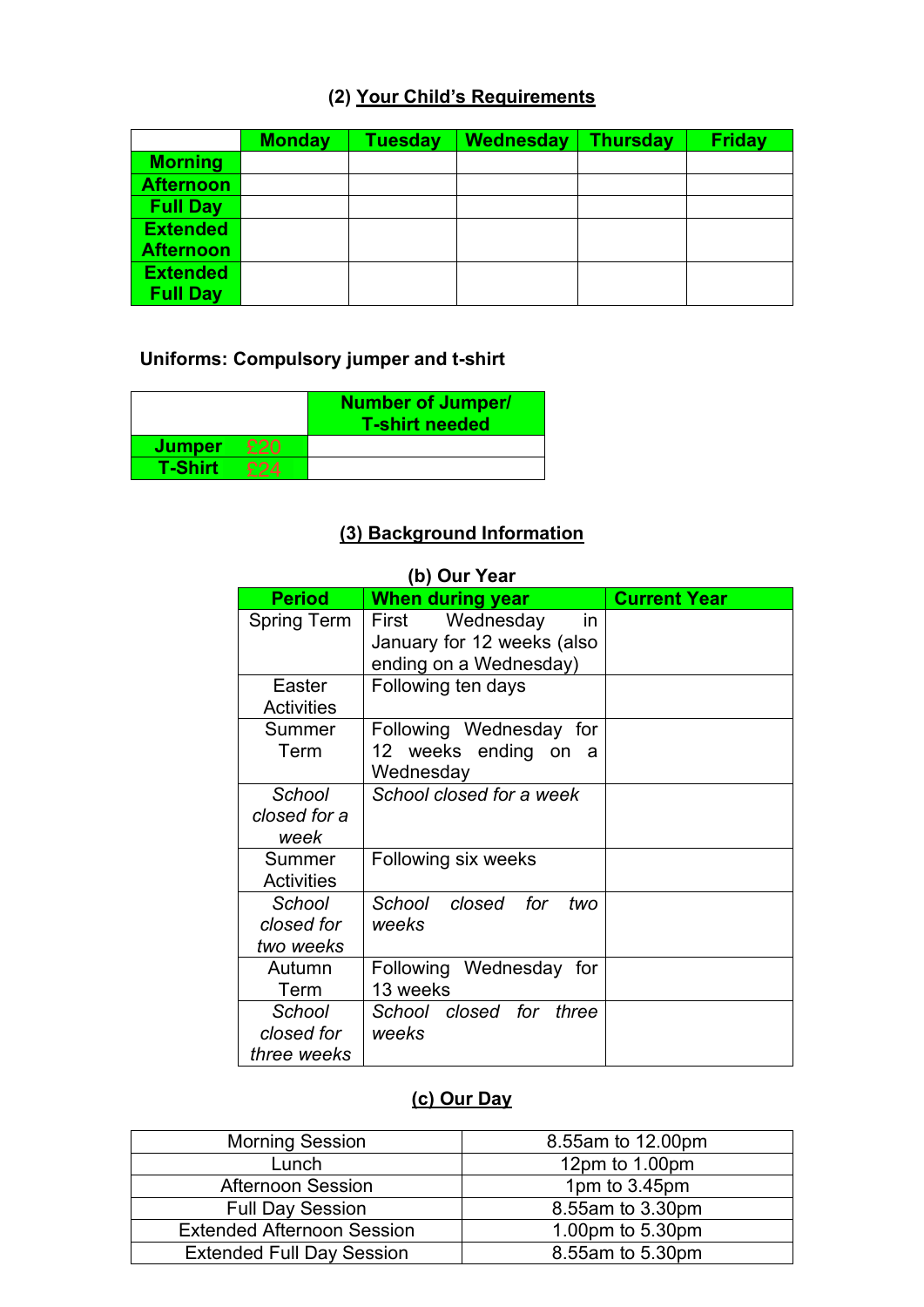## (2) Your Child's Requirements

| | Monday | Tuesday | Wednesday | Thursday | Friday |
|---|---|---|---|---|---|
| Morning | | | | | |
| Afternoon | | | | | |
| Full Day | | | | | |
| Extended Afternoon | | | | | |
| Extended Full Day | | | | | |

**Uniforms: Compulsory jumper and t-shirt**

| | Number of Jumper/ T-shirt needed |
|---|---|
| Jumper £20 | |
| T-Shirt £24 | |

## (3) Background Information

### (b) Our Year

| Period | When during year | Current Year |
|---|---|---|
| Spring Term | First Wednesday in January for 12 weeks (also ending on a Wednesday) | |
| Easter Activities | Following ten days | |
| Summer Term | Following Wednesday for 12 weeks ending on a Wednesday | |
| *School closed for a week* | *School closed for a week* | |
| Summer Activities | Following six weeks | |
| *School closed for two weeks* | *School closed for two weeks* | |
| Autumn Term | Following Wednesday for 13 weeks | |
| *School closed for three weeks* | *School closed for three weeks* | |

## (c) Our Day

| | |
|---|---|
| Morning Session | 8.55am to 12.00pm |
| Lunch | 12pm to 1.00pm |
| Afternoon Session | 1pm to 3.45pm |
| Full Day Session | 8.55am to 3.30pm |
| Extended Afternoon Session | 1.00pm to 5.30pm |
| Extended Full Day Session | 8.55am to 5.30pm |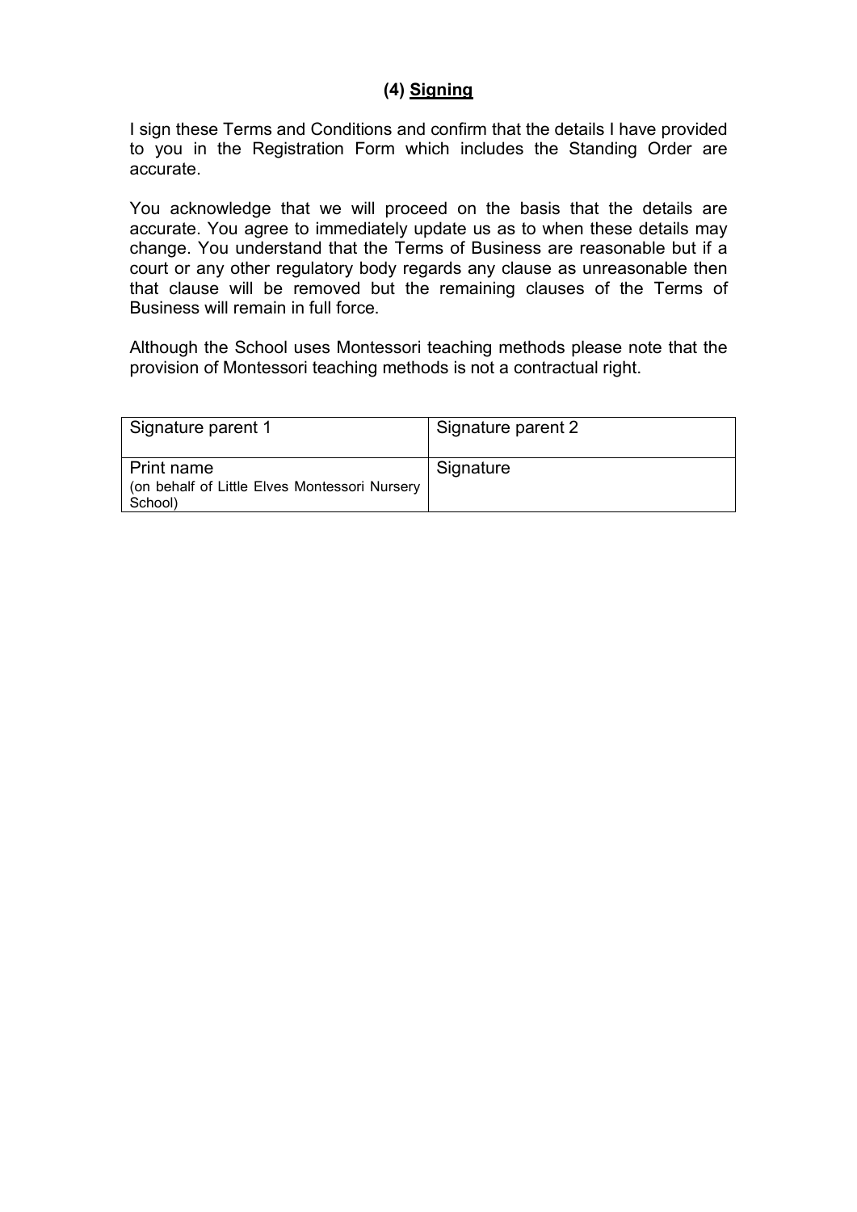## (4) Signing

I sign these Terms and Conditions and confirm that the details I have provided to you in the Registration Form which includes the Standing Order are accurate.

You acknowledge that we will proceed on the basis that the details are accurate. You agree to immediately update us as to when these details may change. You understand that the Terms of Business are reasonable but if a court or any other regulatory body regards any clause as unreasonable then that clause will be removed but the remaining clauses of the Terms of Business will remain in full force.

Although the School uses Montessori teaching methods please note that the provision of Montessori teaching methods is not a contractual right.

| Signature parent 1 | Signature parent 2 |
| --- | --- |
| Print name (on behalf of Little Elves Montessori Nursery School) | Signature |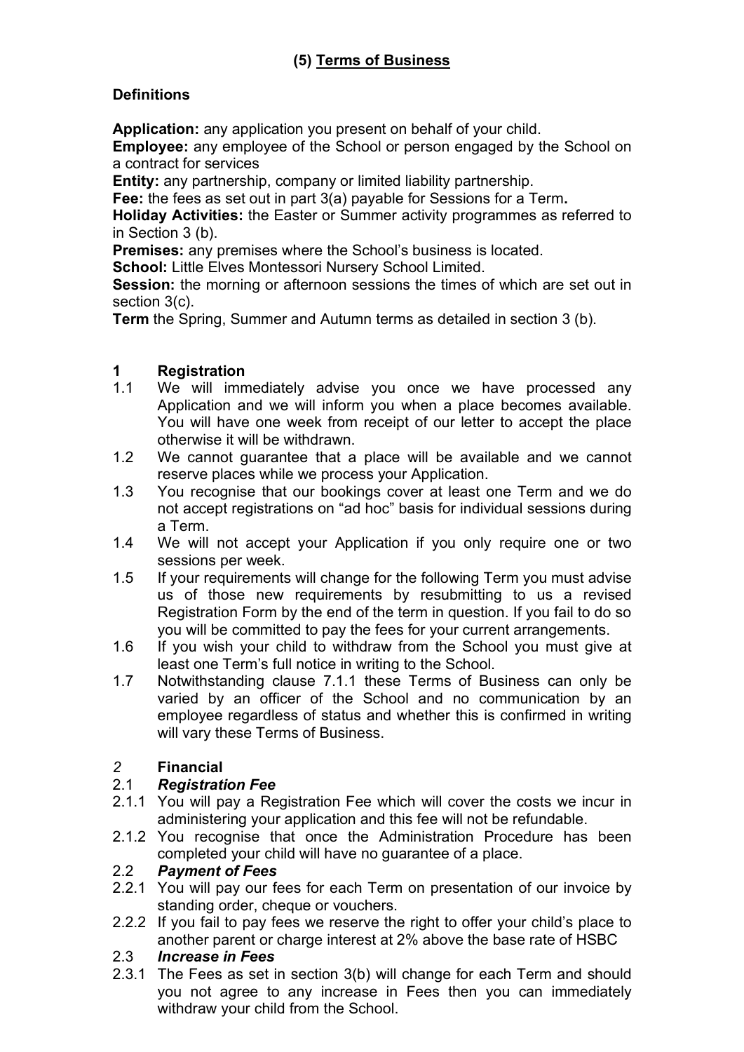## (5) Terms of Business

**Definitions**

**Application:** any application you present on behalf of your child.
**Employee:** any employee of the School or person engaged by the School on a contract for services
**Entity:** any partnership, company or limited liability partnership.
**Fee:** the fees as set out in part 3(a) payable for Sessions for a Term**.**
**Holiday Activities:** the Easter or Summer activity programmes as referred to in Section 3 (b).
**Premises:** any premises where the School's business is located.
**School:** Little Elves Montessori Nursery School Limited.
**Session:** the morning or afternoon sessions the times of which are set out in section 3(c).
**Term** the Spring, Summer and Autumn terms as detailed in section 3 (b).

**1 Registration**

1.1 We will immediately advise you once we have processed any Application and we will inform you when a place becomes available. You will have one week from receipt of our letter to accept the place otherwise it will be withdrawn.

1.2 We cannot guarantee that a place will be available and we cannot reserve places while we process your Application.

1.3 You recognise that our bookings cover at least one Term and we do not accept registrations on "ad hoc" basis for individual sessions during a Term.

1.4 We will not accept your Application if you only require one or two sessions per week.

1.5 If your requirements will change for the following Term you must advise us of those new requirements by resubmitting to us a revised Registration Form by the end of the term in question. If you fail to do so you will be committed to pay the fees for your current arrangements.

1.6 If you wish your child to withdraw from the School you must give at least one Term's full notice in writing to the School.

1.7 Notwithstanding clause 7.1.1 these Terms of Business can only be varied by an officer of the School and no communication by an employee regardless of status and whether this is confirmed in writing will vary these Terms of Business.

*2* **Financial**

2.1 ***Registration Fee***

2.1.1 You will pay a Registration Fee which will cover the costs we incur in administering your application and this fee will not be refundable.

2.1.2 You recognise that once the Administration Procedure has been completed your child will have no guarantee of a place.

2.2 ***Payment of Fees***

2.2.1 You will pay our fees for each Term on presentation of our invoice by standing order, cheque or vouchers.

2.2.2 If you fail to pay fees we reserve the right to offer your child's place to another parent or charge interest at 2% above the base rate of HSBC

2.3 ***Increase in Fees***

2.3.1 The Fees as set in section 3(b) will change for each Term and should you not agree to any increase in Fees then you can immediately withdraw your child from the School.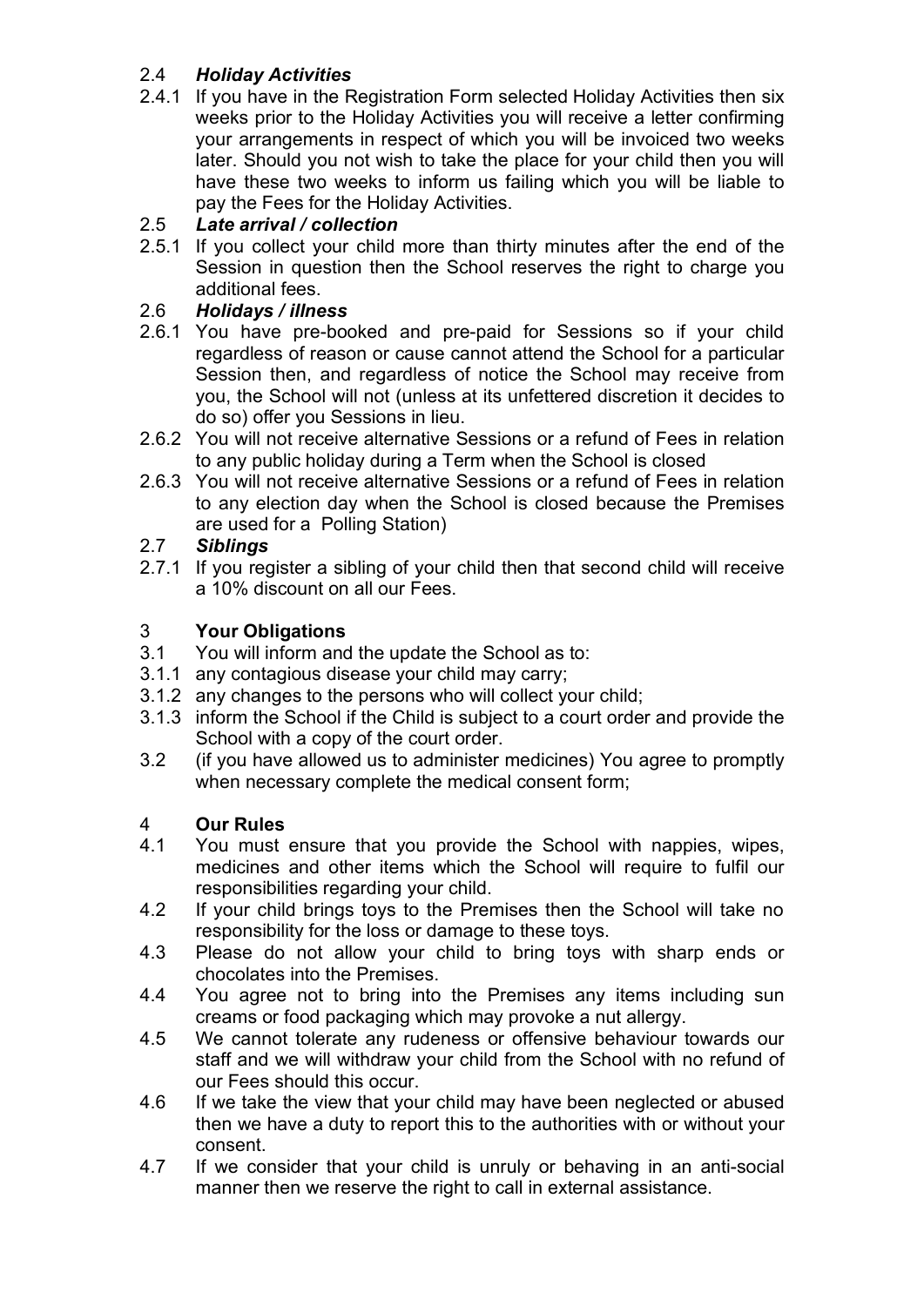### 2.4 *Holiday Activities*

2.4.1 If you have in the Registration Form selected Holiday Activities then six weeks prior to the Holiday Activities you will receive a letter confirming your arrangements in respect of which you will be invoiced two weeks later. Should you not wish to take the place for your child then you will have these two weeks to inform us failing which you will be liable to pay the Fees for the Holiday Activities.

### 2.5 *Late arrival / collection*

2.5.1 If you collect your child more than thirty minutes after the end of the Session in question then the School reserves the right to charge you additional fees.

### 2.6 *Holidays / illness*

2.6.1 You have pre-booked and pre-paid for Sessions so if your child regardless of reason or cause cannot attend the School for a particular Session then, and regardless of notice the School may receive from you, the School will not (unless at its unfettered discretion it decides to do so) offer you Sessions in lieu.

2.6.2 You will not receive alternative Sessions or a refund of Fees in relation to any public holiday during a Term when the School is closed

2.6.3 You will not receive alternative Sessions or a refund of Fees in relation to any election day when the School is closed because the Premises are used for a Polling Station)

### 2.7 *Siblings*

2.7.1 If you register a sibling of your child then that second child will receive a 10% discount on all our Fees.

## 3 Your Obligations

3.1 You will inform and the update the School as to:

3.1.1 any contagious disease your child may carry;

3.1.2 any changes to the persons who will collect your child;

3.1.3 inform the School if the Child is subject to a court order and provide the School with a copy of the court order.

3.2 (if you have allowed us to administer medicines) You agree to promptly when necessary complete the medical consent form;

## 4 Our Rules

4.1 You must ensure that you provide the School with nappies, wipes, medicines and other items which the School will require to fulfil our responsibilities regarding your child.

4.2 If your child brings toys to the Premises then the School will take no responsibility for the loss or damage to these toys.

4.3 Please do not allow your child to bring toys with sharp ends or chocolates into the Premises.

4.4 You agree not to bring into the Premises any items including sun creams or food packaging which may provoke a nut allergy.

4.5 We cannot tolerate any rudeness or offensive behaviour towards our staff and we will withdraw your child from the School with no refund of our Fees should this occur.

4.6 If we take the view that your child may have been neglected or abused then we have a duty to report this to the authorities with or without your consent.

4.7 If we consider that your child is unruly or behaving in an anti-social manner then we reserve the right to call in external assistance.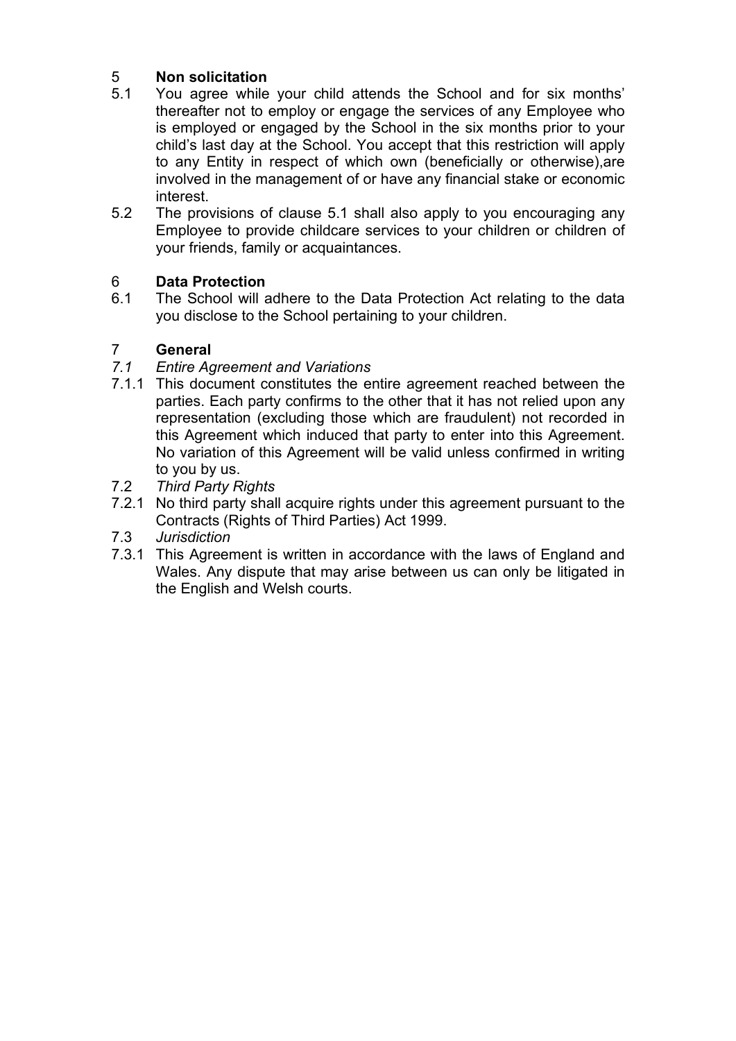## 5 **Non solicitation**

5.1 You agree while your child attends the School and for six months' thereafter not to employ or engage the services of any Employee who is employed or engaged by the School in the six months prior to your child's last day at the School. You accept that this restriction will apply to any Entity in respect of which own (beneficially or otherwise),are involved in the management of or have any financial stake or economic interest.

5.2 The provisions of clause 5.1 shall also apply to you encouraging any Employee to provide childcare services to your children or children of your friends, family or acquaintances.

## 6 **Data Protection**

6.1 The School will adhere to the Data Protection Act relating to the data you disclose to the School pertaining to your children.

## 7 **General**

*7.1 Entire Agreement and Variations*

7.1.1 This document constitutes the entire agreement reached between the parties. Each party confirms to the other that it has not relied upon any representation (excluding those which are fraudulent) not recorded in this Agreement which induced that party to enter into this Agreement. No variation of this Agreement will be valid unless confirmed in writing to you by us.

7.2 *Third Party Rights*

7.2.1 No third party shall acquire rights under this agreement pursuant to the Contracts (Rights of Third Parties) Act 1999.

7.3 *Jurisdiction*

7.3.1 This Agreement is written in accordance with the laws of England and Wales. Any dispute that may arise between us can only be litigated in the English and Welsh courts.